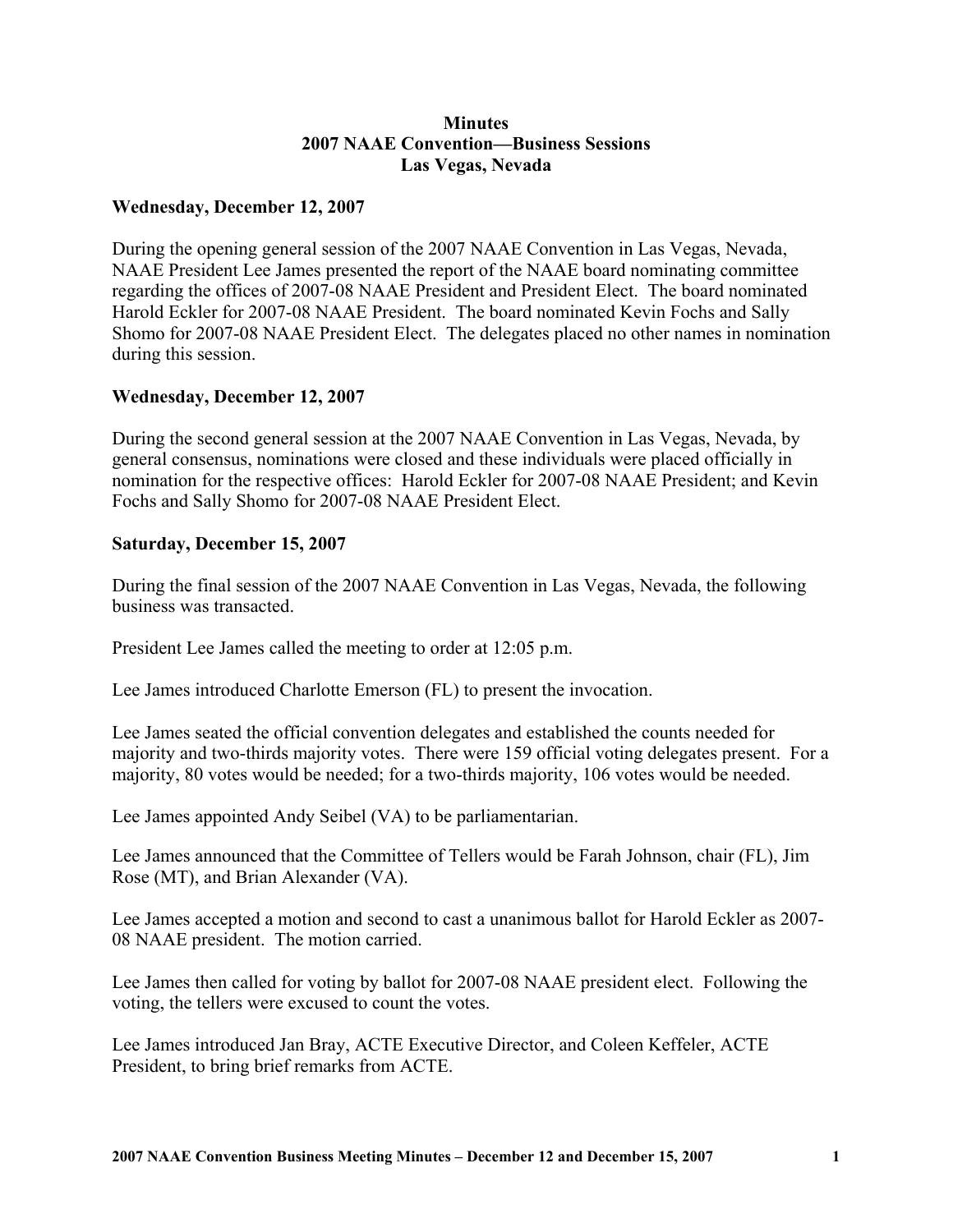# Minutes
## 2007 NAAE Convention—Business Sessions
## Las Vegas, Nevada

**Wednesday, December 12, 2007**

During the opening general session of the 2007 NAAE Convention in Las Vegas, Nevada, NAAE President Lee James presented the report of the NAAE board nominating committee regarding the offices of 2007-08 NAAE President and President Elect. The board nominated Harold Eckler for 2007-08 NAAE President. The board nominated Kevin Fochs and Sally Shomo for 2007-08 NAAE President Elect. The delegates placed no other names in nomination during this session.

**Wednesday, December 12, 2007**

During the second general session at the 2007 NAAE Convention in Las Vegas, Nevada, by general consensus, nominations were closed and these individuals were placed officially in nomination for the respective offices: Harold Eckler for 2007-08 NAAE President; and Kevin Fochs and Sally Shomo for 2007-08 NAAE President Elect.

**Saturday, December 15, 2007**

During the final session of the 2007 NAAE Convention in Las Vegas, Nevada, the following business was transacted.

President Lee James called the meeting to order at 12:05 p.m.

Lee James introduced Charlotte Emerson (FL) to present the invocation.

Lee James seated the official convention delegates and established the counts needed for majority and two-thirds majority votes. There were 159 official voting delegates present. For a majority, 80 votes would be needed; for a two-thirds majority, 106 votes would be needed.

Lee James appointed Andy Seibel (VA) to be parliamentarian.

Lee James announced that the Committee of Tellers would be Farah Johnson, chair (FL), Jim Rose (MT), and Brian Alexander (VA).

Lee James accepted a motion and second to cast a unanimous ballot for Harold Eckler as 2007-08 NAAE president. The motion carried.

Lee James then called for voting by ballot for 2007-08 NAAE president elect. Following the voting, the tellers were excused to count the votes.

Lee James introduced Jan Bray, ACTE Executive Director, and Coleen Keffeler, ACTE President, to bring brief remarks from ACTE.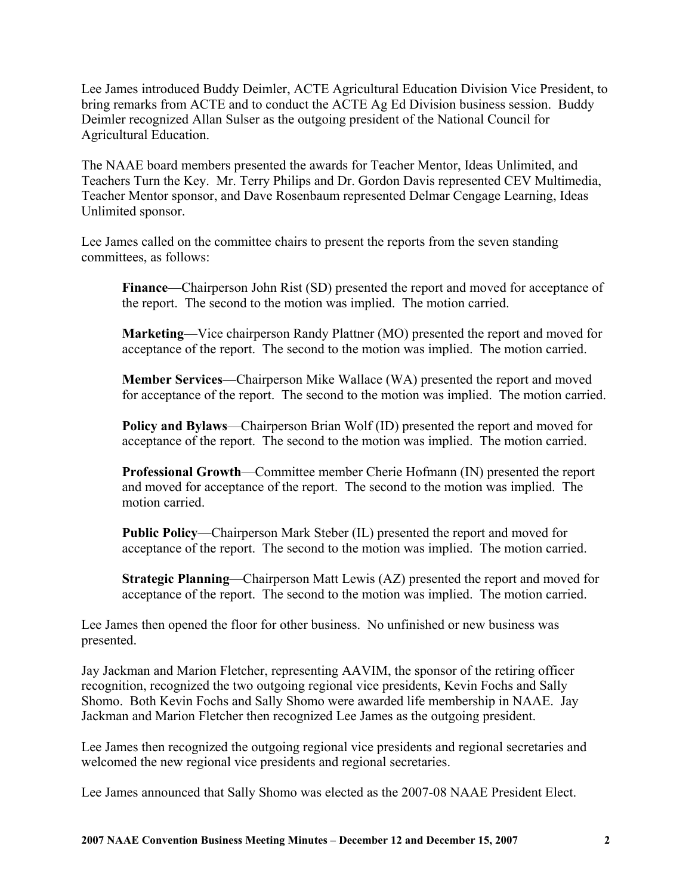Lee James introduced Buddy Deimler, ACTE Agricultural Education Division Vice President, to bring remarks from ACTE and to conduct the ACTE Ag Ed Division business session. Buddy Deimler recognized Allan Sulser as the outgoing president of the National Council for Agricultural Education.

The NAAE board members presented the awards for Teacher Mentor, Ideas Unlimited, and Teachers Turn the Key. Mr. Terry Philips and Dr. Gordon Davis represented CEV Multimedia, Teacher Mentor sponsor, and Dave Rosenbaum represented Delmar Cengage Learning, Ideas Unlimited sponsor.

Lee James called on the committee chairs to present the reports from the seven standing committees, as follows:

> **Finance**—Chairperson John Rist (SD) presented the report and moved for acceptance of the report. The second to the motion was implied. The motion carried.
>
> **Marketing**—Vice chairperson Randy Plattner (MO) presented the report and moved for acceptance of the report. The second to the motion was implied. The motion carried.
>
> **Member Services**—Chairperson Mike Wallace (WA) presented the report and moved for acceptance of the report. The second to the motion was implied. The motion carried.
>
> **Policy and Bylaws**—Chairperson Brian Wolf (ID) presented the report and moved for acceptance of the report. The second to the motion was implied. The motion carried.
>
> **Professional Growth**—Committee member Cherie Hofmann (IN) presented the report and moved for acceptance of the report. The second to the motion was implied. The motion carried.
>
> **Public Policy**—Chairperson Mark Steber (IL) presented the report and moved for acceptance of the report. The second to the motion was implied. The motion carried.
>
> **Strategic Planning**—Chairperson Matt Lewis (AZ) presented the report and moved for acceptance of the report. The second to the motion was implied. The motion carried.

Lee James then opened the floor for other business. No unfinished or new business was presented.

Jay Jackman and Marion Fletcher, representing AAVIM, the sponsor of the retiring officer recognition, recognized the two outgoing regional vice presidents, Kevin Fochs and Sally Shomo. Both Kevin Fochs and Sally Shomo were awarded life membership in NAAE. Jay Jackman and Marion Fletcher then recognized Lee James as the outgoing president.

Lee James then recognized the outgoing regional vice presidents and regional secretaries and welcomed the new regional vice presidents and regional secretaries.

Lee James announced that Sally Shomo was elected as the 2007-08 NAAE President Elect.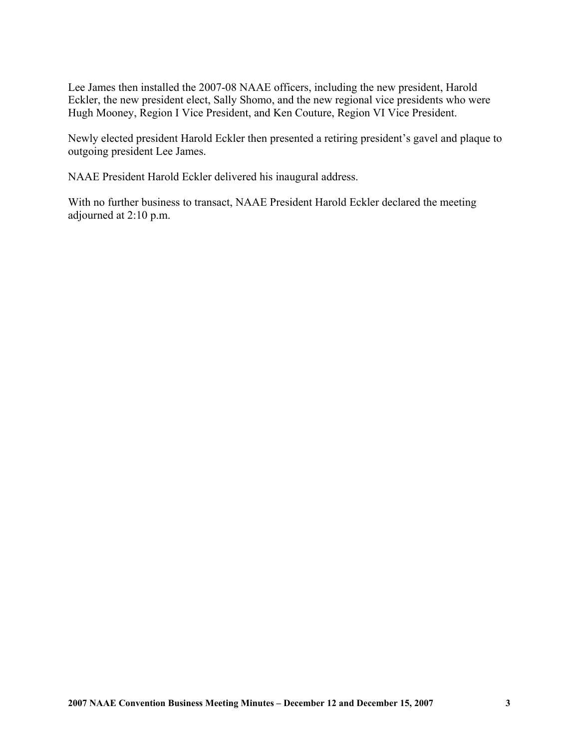Lee James then installed the 2007-08 NAAE officers, including the new president, Harold Eckler, the new president elect, Sally Shomo, and the new regional vice presidents who were Hugh Mooney, Region I Vice President, and Ken Couture, Region VI Vice President.

Newly elected president Harold Eckler then presented a retiring president's gavel and plaque to outgoing president Lee James.

NAAE President Harold Eckler delivered his inaugural address.

With no further business to transact, NAAE President Harold Eckler declared the meeting adjourned at 2:10 p.m.